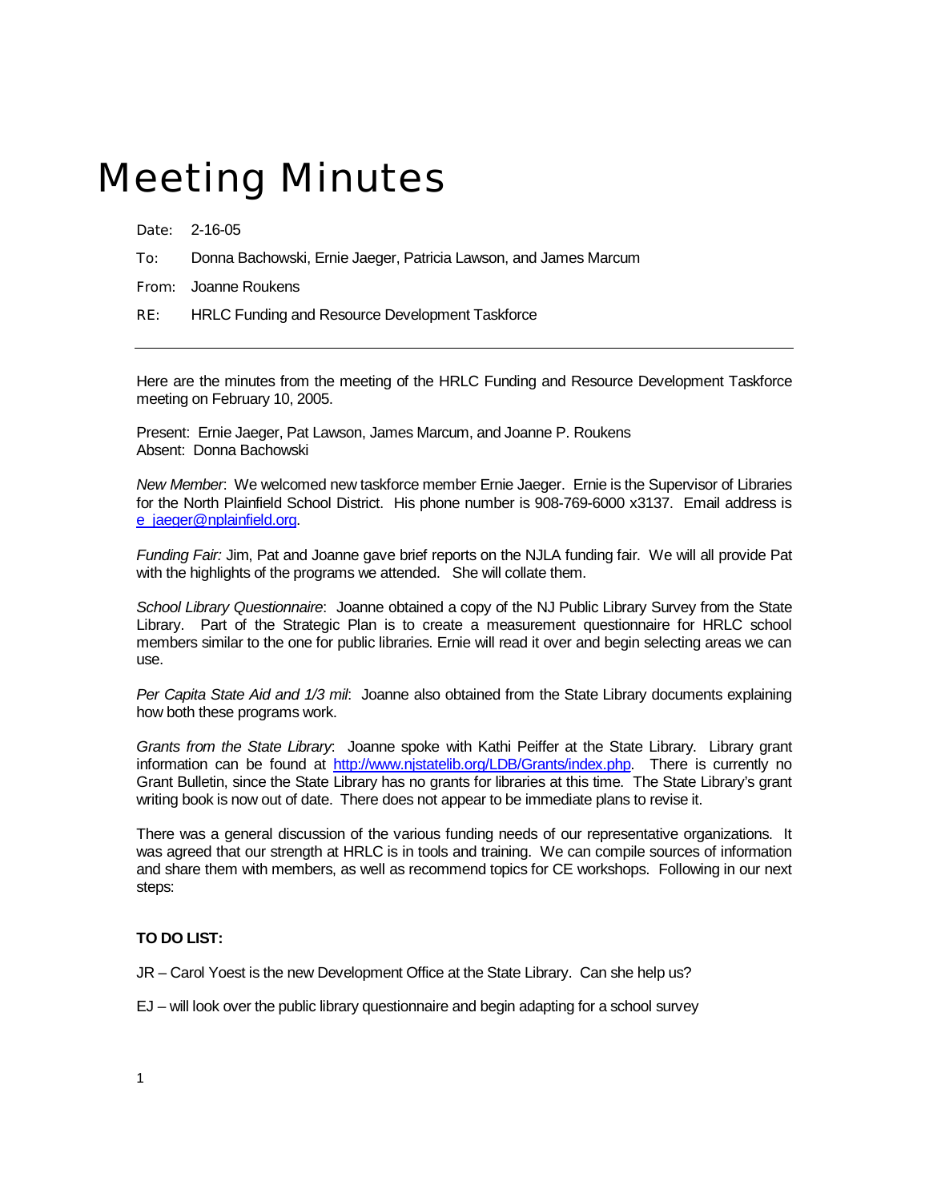# Meeting Minutes

Date: 2-16-05

To: Donna Bachowski, Ernie Jaeger, Patricia Lawson, and James Marcum

From: Joanne Roukens

RE: HRLC Funding and Resource Development Taskforce

---

Here are the minutes from the meeting of the HRLC Funding and Resource Development Taskforce meeting on February 10, 2005.

Present: Ernie Jaeger, Pat Lawson, James Marcum, and Joanne P. Roukens
Absent: Donna Bachowski

*New Member*: We welcomed new taskforce member Ernie Jaeger. Ernie is the Supervisor of Libraries for the North Plainfield School District. His phone number is 908-769-6000 x3137. Email address is e_jaeger@nplainfield.org.

*Funding Fair:* Jim, Pat and Joanne gave brief reports on the NJLA funding fair. We will all provide Pat with the highlights of the programs we attended. She will collate them.

*School Library Questionnaire*: Joanne obtained a copy of the NJ Public Library Survey from the State Library. Part of the Strategic Plan is to create a measurement questionnaire for HRLC school members similar to the one for public libraries. Ernie will read it over and begin selecting areas we can use.

*Per Capita State Aid and 1/3 mil*: Joanne also obtained from the State Library documents explaining how both these programs work.

*Grants from the State Library*: Joanne spoke with Kathi Peiffer at the State Library. Library grant information can be found at http://www.njstatelib.org/LDB/Grants/index.php. There is currently no Grant Bulletin, since the State Library has no grants for libraries at this time. The State Library's grant writing book is now out of date. There does not appear to be immediate plans to revise it.

There was a general discussion of the various funding needs of our representative organizations. It was agreed that our strength at HRLC is in tools and training. We can compile sources of information and share them with members, as well as recommend topics for CE workshops. Following in our next steps:

**TO DO LIST:**

JR – Carol Yoest is the new Development Office at the State Library. Can she help us?

EJ – will look over the public library questionnaire and begin adapting for a school survey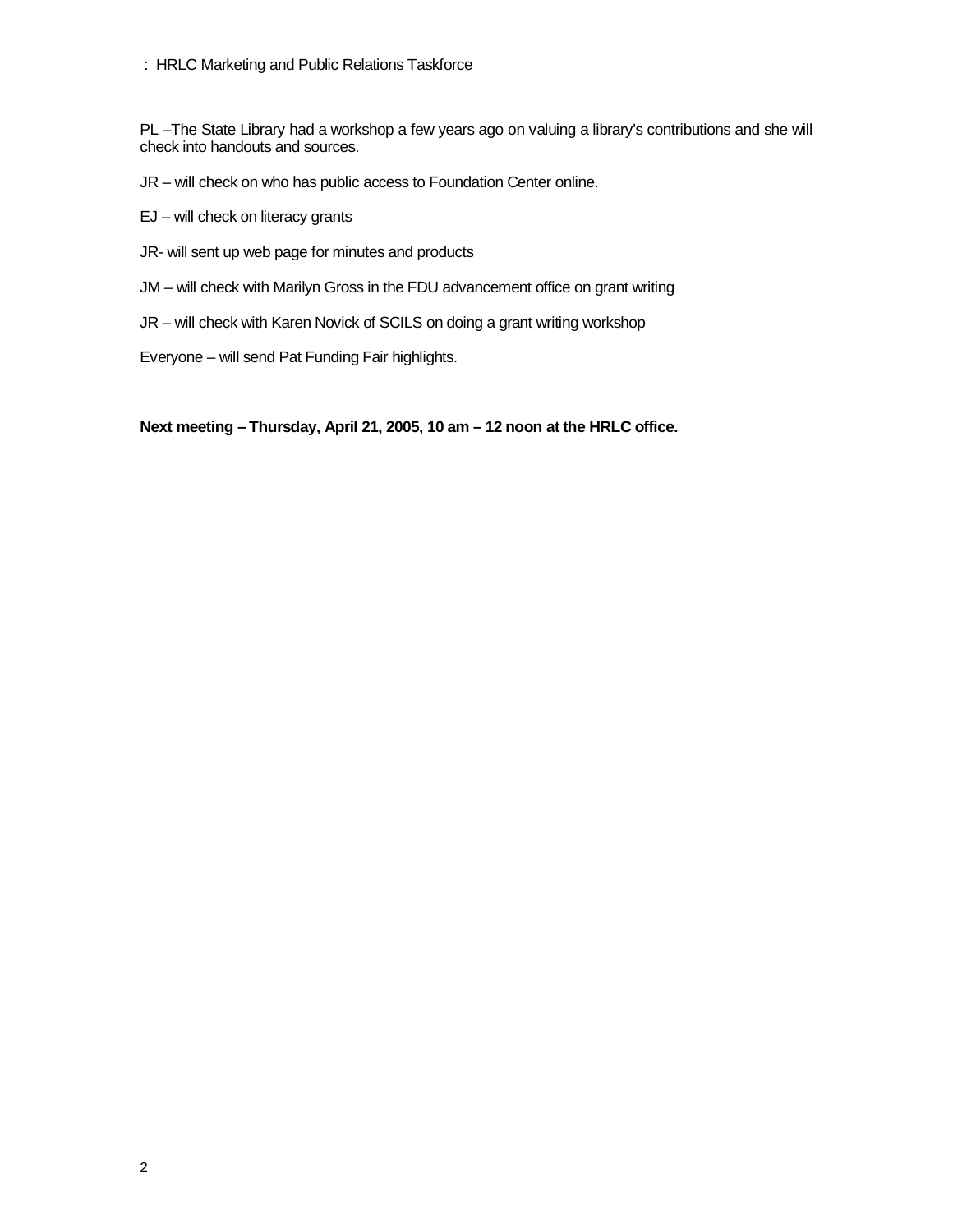PL –The State Library had a workshop a few years ago on valuing a library's contributions and she will check into handouts and sources.

JR – will check on who has public access to Foundation Center online.

EJ – will check on literacy grants

JR- will sent up web page for minutes and products

JM – will check with Marilyn Gross in the FDU advancement office on grant writing

JR – will check with Karen Novick of SCILS on doing a grant writing workshop

Everyone – will send Pat Funding Fair highlights.

**Next meeting – Thursday, April 21, 2005, 10 am – 12 noon at the HRLC office.**